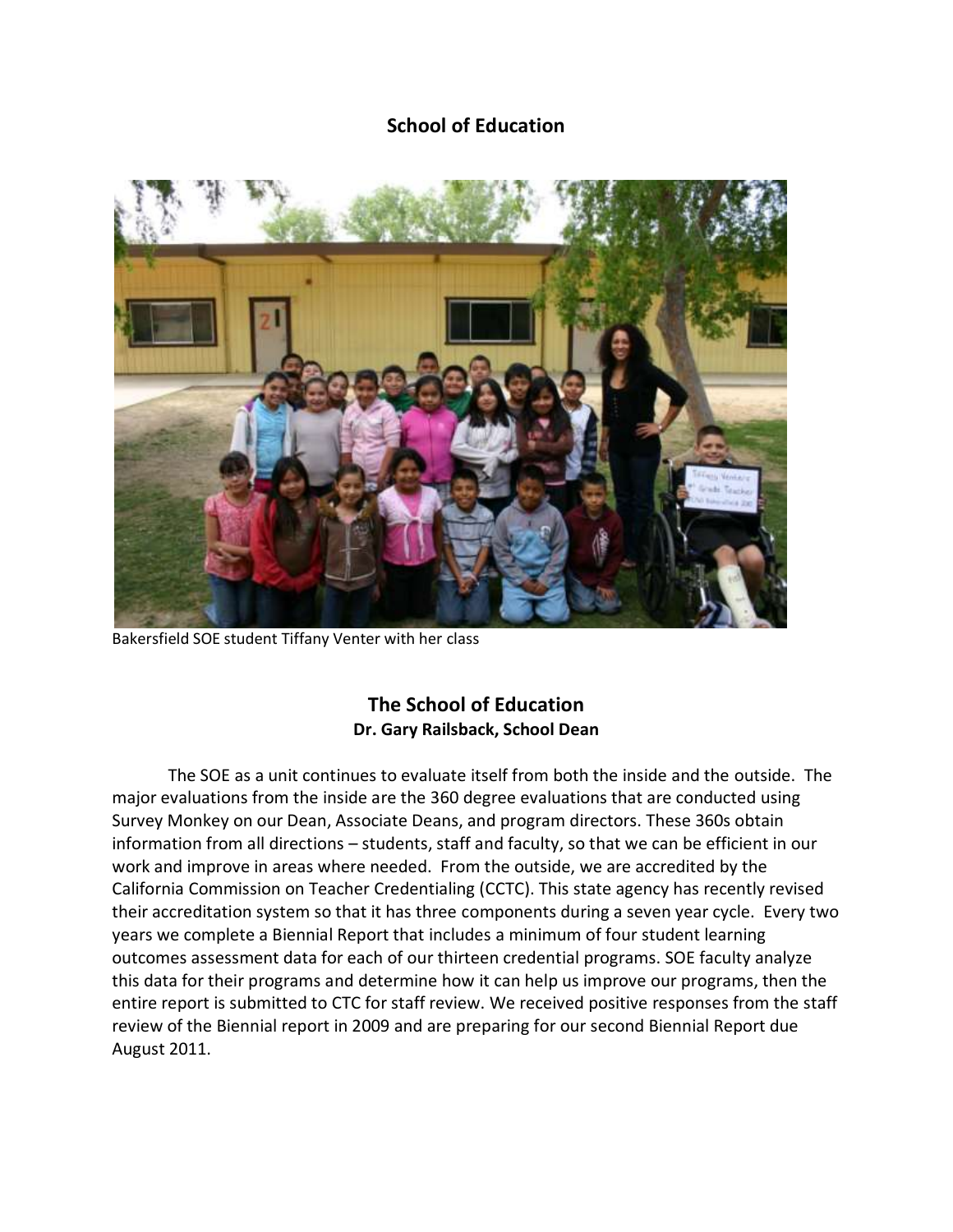# School of Education

Bakersfield SOE student Tiffany Venter with her class

## The School of Education

**Dr. Gary Railsback, School Dean**

The SOE as a unit continues to evaluate itself from both the inside and the outside. The major evaluations from the inside are the 360 degree evaluations that are conducted using Survey Monkey on our Dean, Associate Deans, and program directors. These 360s obtain information from all directions – students, staff and faculty, so that we can be efficient in our work and improve in areas where needed. From the outside, we are accredited by the California Commission on Teacher Credentialing (CCTC). This state agency has recently revised their accreditation system so that it has three components during a seven year cycle. Every two years we complete a Biennial Report that includes a minimum of four student learning outcomes assessment data for each of our thirteen credential programs. SOE faculty analyze this data for their programs and determine how it can help us improve our programs, then the entire report is submitted to CTC for staff review. We received positive responses from the staff review of the Biennial report in 2009 and are preparing for our second Biennial Report due August 2011.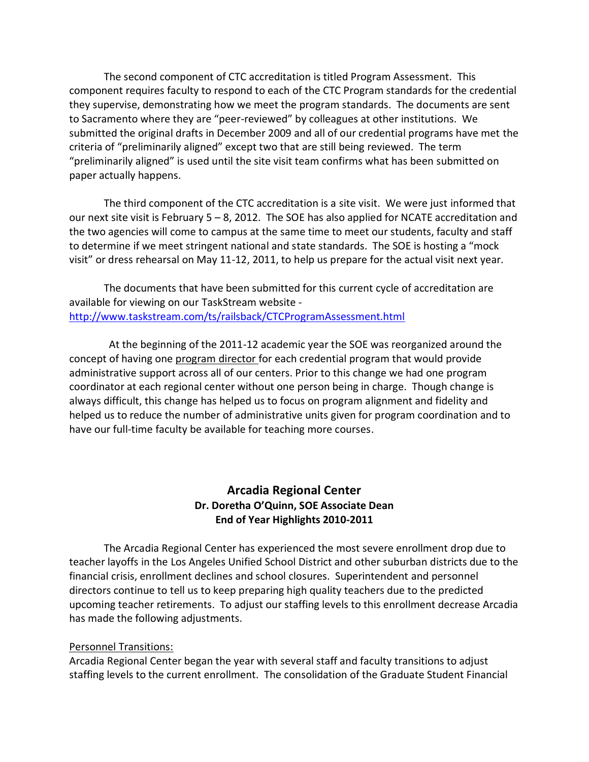The second component of CTC accreditation is titled Program Assessment. This component requires faculty to respond to each of the CTC Program standards for the credential they supervise, demonstrating how we meet the program standards. The documents are sent to Sacramento where they are "peer-reviewed" by colleagues at other institutions. We submitted the original drafts in December 2009 and all of our credential programs have met the criteria of "preliminarily aligned" except two that are still being reviewed. The term "preliminarily aligned" is used until the site visit team confirms what has been submitted on paper actually happens.

The third component of the CTC accreditation is a site visit. We were just informed that our next site visit is February 5 – 8, 2012. The SOE has also applied for NCATE accreditation and the two agencies will come to campus at the same time to meet our students, faculty and staff to determine if we meet stringent national and state standards. The SOE is hosting a "mock visit" or dress rehearsal on May 11-12, 2011, to help us prepare for the actual visit next year.

The documents that have been submitted for this current cycle of accreditation are available for viewing on our TaskStream website - http://www.taskstream.com/ts/railsback/CTCProgramAssessment.html

At the beginning of the 2011-12 academic year the SOE was reorganized around the concept of having one program director for each credential program that would provide administrative support across all of our centers. Prior to this change we had one program coordinator at each regional center without one person being in charge. Though change is always difficult, this change has helped us to focus on program alignment and fidelity and helped us to reduce the number of administrative units given for program coordination and to have our full-time faculty be available for teaching more courses.

## Arcadia Regional Center
**Dr. Doretha O'Quinn, SOE Associate Dean**
**End of Year Highlights 2010-2011**

The Arcadia Regional Center has experienced the most severe enrollment drop due to teacher layoffs in the Los Angeles Unified School District and other suburban districts due to the financial crisis, enrollment declines and school closures. Superintendent and personnel directors continue to tell us to keep preparing high quality teachers due to the predicted upcoming teacher retirements. To adjust our staffing levels to this enrollment decrease Arcadia has made the following adjustments.

Personnel Transitions:

Arcadia Regional Center began the year with several staff and faculty transitions to adjust staffing levels to the current enrollment. The consolidation of the Graduate Student Financial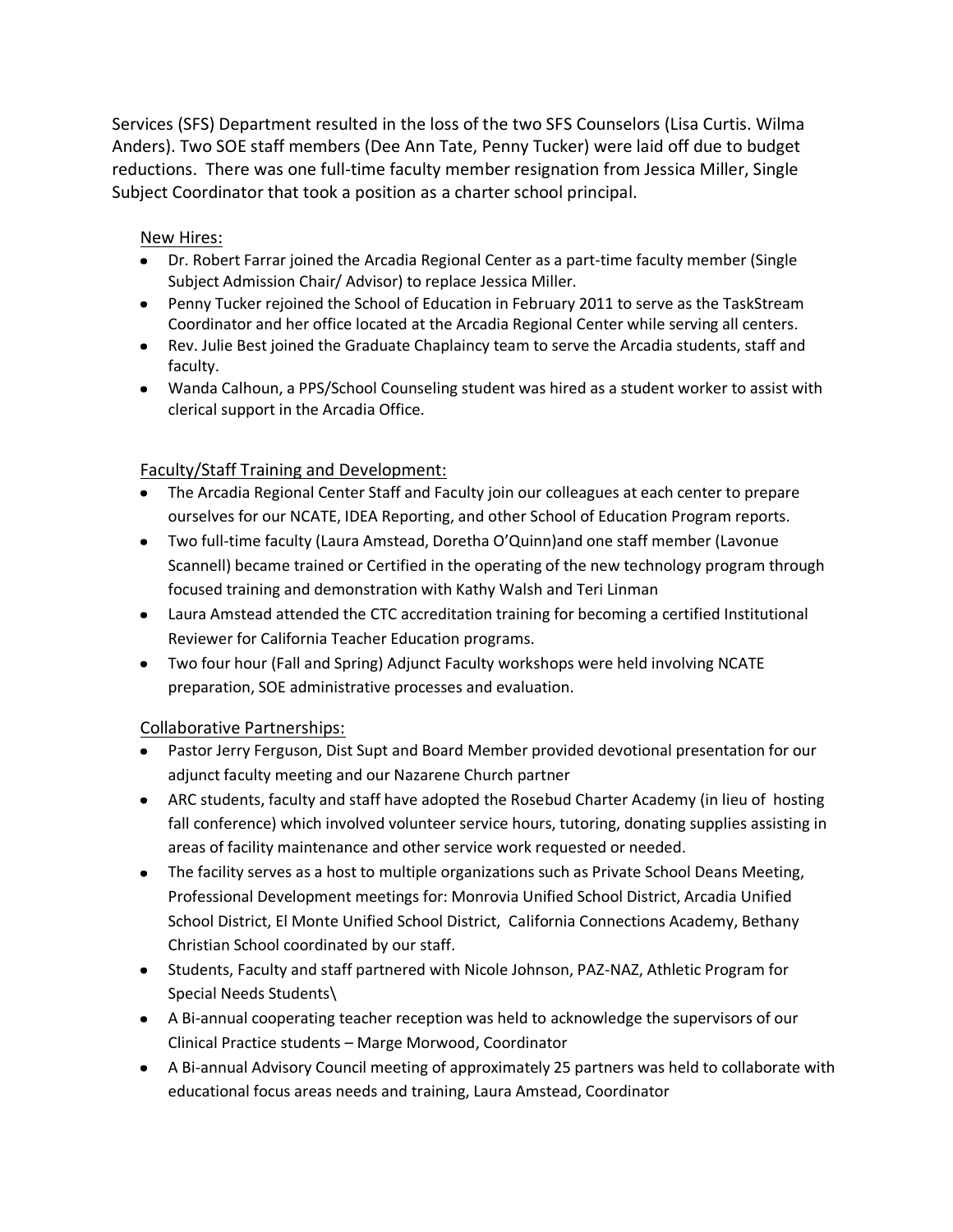Services (SFS) Department resulted in the loss of the two SFS Counselors (Lisa Curtis. Wilma Anders). Two SOE staff members (Dee Ann Tate, Penny Tucker) were laid off due to budget reductions. There was one full-time faculty member resignation from Jessica Miller, Single Subject Coordinator that took a position as a charter school principal.

New Hires:

- Dr. Robert Farrar joined the Arcadia Regional Center as a part-time faculty member (Single Subject Admission Chair/ Advisor) to replace Jessica Miller.
- Penny Tucker rejoined the School of Education in February 2011 to serve as the TaskStream Coordinator and her office located at the Arcadia Regional Center while serving all centers.
- Rev. Julie Best joined the Graduate Chaplaincy team to serve the Arcadia students, staff and faculty.
- Wanda Calhoun, a PPS/School Counseling student was hired as a student worker to assist with clerical support in the Arcadia Office.

Faculty/Staff Training and Development:

- The Arcadia Regional Center Staff and Faculty join our colleagues at each center to prepare ourselves for our NCATE, IDEA Reporting, and other School of Education Program reports.
- Two full-time faculty (Laura Amstead, Doretha O'Quinn)and one staff member (Lavonue Scannell) became trained or Certified in the operating of the new technology program through focused training and demonstration with Kathy Walsh and Teri Linman
- Laura Amstead attended the CTC accreditation training for becoming a certified Institutional Reviewer for California Teacher Education programs.
- Two four hour (Fall and Spring) Adjunct Faculty workshops were held involving NCATE preparation, SOE administrative processes and evaluation.

Collaborative Partnerships:

- Pastor Jerry Ferguson, Dist Supt and Board Member provided devotional presentation for our adjunct faculty meeting and our Nazarene Church partner
- ARC students, faculty and staff have adopted the Rosebud Charter Academy (in lieu of hosting fall conference) which involved volunteer service hours, tutoring, donating supplies assisting in areas of facility maintenance and other service work requested or needed.
- The facility serves as a host to multiple organizations such as Private School Deans Meeting, Professional Development meetings for: Monrovia Unified School District, Arcadia Unified School District, El Monte Unified School District, California Connections Academy, Bethany Christian School coordinated by our staff.
- Students, Faculty and staff partnered with Nicole Johnson, PAZ-NAZ, Athletic Program for Special Needs Students\
- A Bi-annual cooperating teacher reception was held to acknowledge the supervisors of our Clinical Practice students – Marge Morwood, Coordinator
- A Bi-annual Advisory Council meeting of approximately 25 partners was held to collaborate with educational focus areas needs and training, Laura Amstead, Coordinator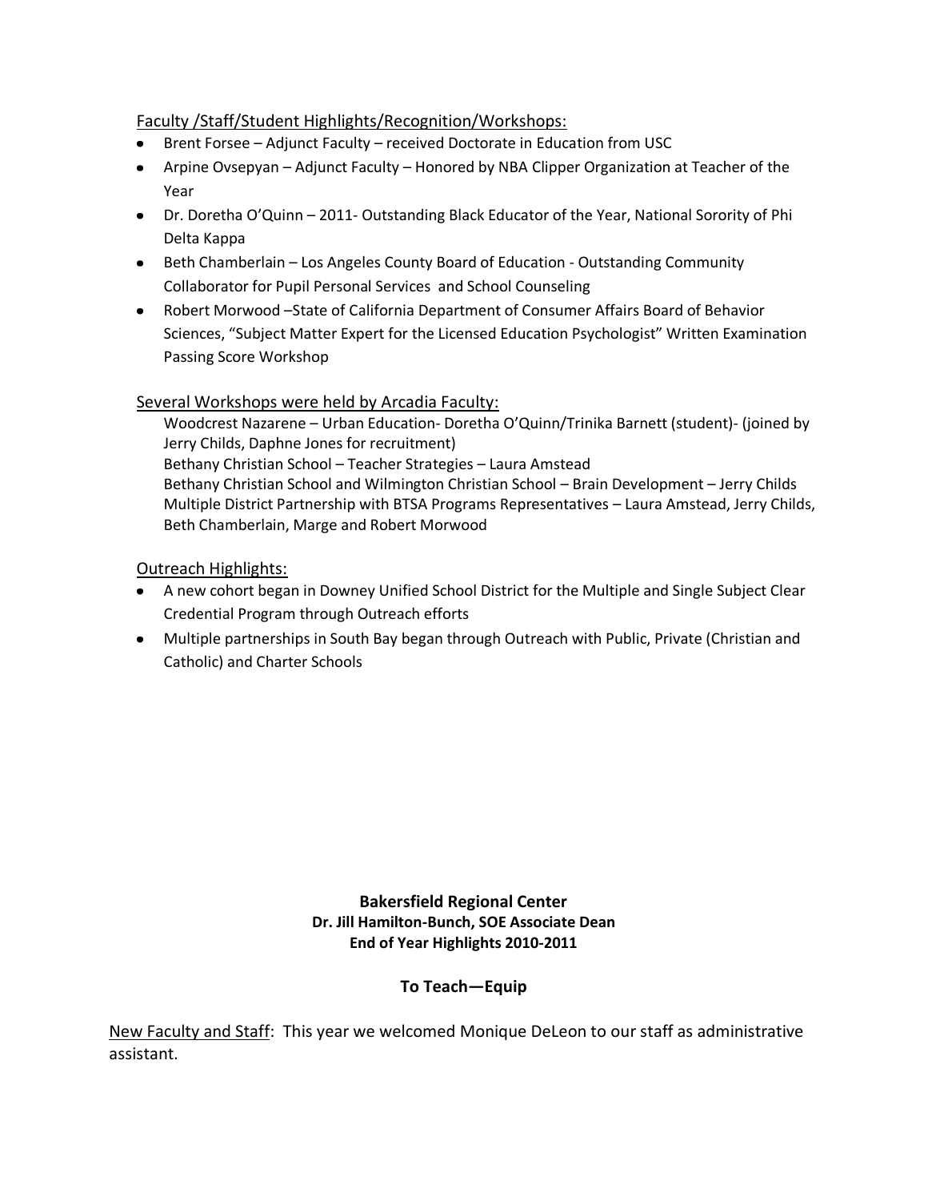Faculty /Staff/Student Highlights/Recognition/Workshops:

- Brent Forsee – Adjunct Faculty – received Doctorate in Education from USC
- Arpine Ovsepyan – Adjunct Faculty – Honored by NBA Clipper Organization at Teacher of the Year
- Dr. Doretha O'Quinn – 2011- Outstanding Black Educator of the Year, National Sorority of Phi Delta Kappa
- Beth Chamberlain – Los Angeles County Board of Education - Outstanding Community Collaborator for Pupil Personal Services and School Counseling
- Robert Morwood –State of California Department of Consumer Affairs Board of Behavior Sciences, "Subject Matter Expert for the Licensed Education Psychologist" Written Examination Passing Score Workshop

Several Workshops were held by Arcadia Faculty:

Woodcrest Nazarene – Urban Education- Doretha O'Quinn/Trinika Barnett (student)- (joined by Jerry Childs, Daphne Jones for recruitment)
Bethany Christian School – Teacher Strategies – Laura Amstead
Bethany Christian School and Wilmington Christian School – Brain Development – Jerry Childs
Multiple District Partnership with BTSA Programs Representatives – Laura Amstead, Jerry Childs, Beth Chamberlain, Marge and Robert Morwood

Outreach Highlights:

- A new cohort began in Downey Unified School District for the Multiple and Single Subject Clear Credential Program through Outreach efforts
- Multiple partnerships in South Bay began through Outreach with Public, Private (Christian and Catholic) and Charter Schools

**Bakersfield Regional Center**
**Dr. Jill Hamilton-Bunch, SOE Associate Dean**
**End of Year Highlights 2010-2011**

**To Teach—Equip**

New Faculty and Staff: This year we welcomed Monique DeLeon to our staff as administrative assistant.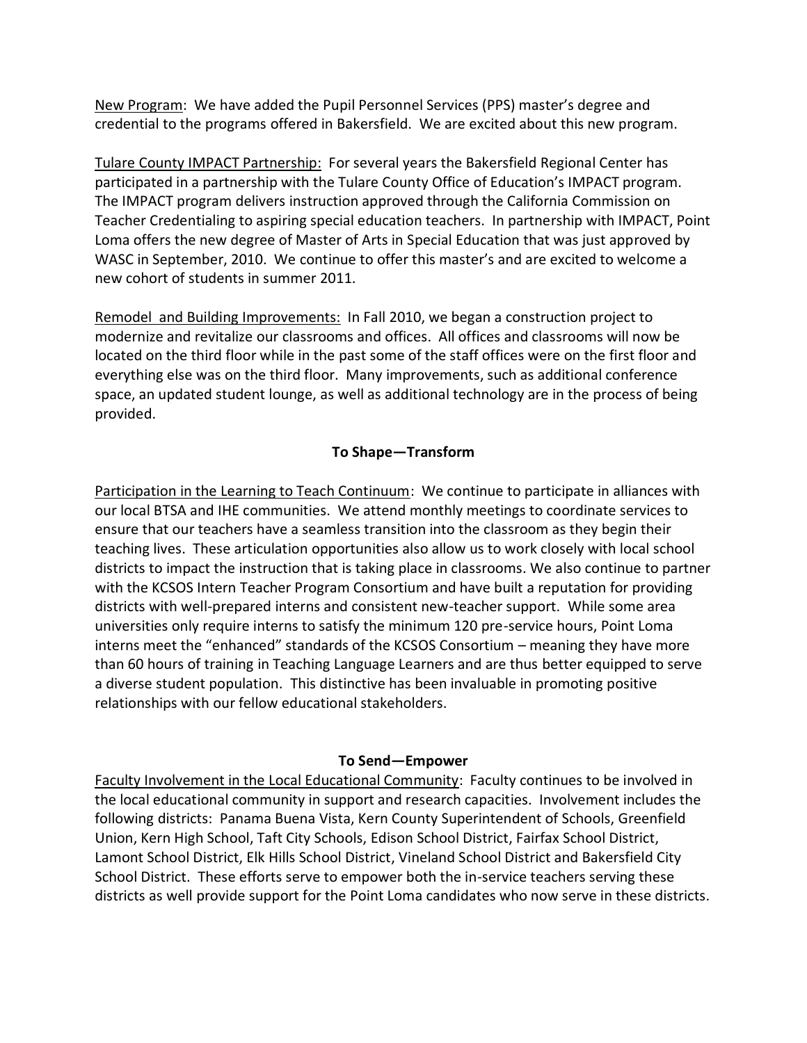New Program: We have added the Pupil Personnel Services (PPS) master's degree and credential to the programs offered in Bakersfield. We are excited about this new program.

Tulare County IMPACT Partnership: For several years the Bakersfield Regional Center has participated in a partnership with the Tulare County Office of Education's IMPACT program. The IMPACT program delivers instruction approved through the California Commission on Teacher Credentialing to aspiring special education teachers. In partnership with IMPACT, Point Loma offers the new degree of Master of Arts in Special Education that was just approved by WASC in September, 2010. We continue to offer this master's and are excited to welcome a new cohort of students in summer 2011.

Remodel and Building Improvements: In Fall 2010, we began a construction project to modernize and revitalize our classrooms and offices. All offices and classrooms will now be located on the third floor while in the past some of the staff offices were on the first floor and everything else was on the third floor. Many improvements, such as additional conference space, an updated student lounge, as well as additional technology are in the process of being provided.

### To Shape—Transform

Participation in the Learning to Teach Continuum: We continue to participate in alliances with our local BTSA and IHE communities. We attend monthly meetings to coordinate services to ensure that our teachers have a seamless transition into the classroom as they begin their teaching lives. These articulation opportunities also allow us to work closely with local school districts to impact the instruction that is taking place in classrooms. We also continue to partner with the KCSOS Intern Teacher Program Consortium and have built a reputation for providing districts with well-prepared interns and consistent new-teacher support. While some area universities only require interns to satisfy the minimum 120 pre-service hours, Point Loma interns meet the "enhanced" standards of the KCSOS Consortium – meaning they have more than 60 hours of training in Teaching Language Learners and are thus better equipped to serve a diverse student population. This distinctive has been invaluable in promoting positive relationships with our fellow educational stakeholders.

### To Send—Empower

Faculty Involvement in the Local Educational Community: Faculty continues to be involved in the local educational community in support and research capacities. Involvement includes the following districts: Panama Buena Vista, Kern County Superintendent of Schools, Greenfield Union, Kern High School, Taft City Schools, Edison School District, Fairfax School District, Lamont School District, Elk Hills School District, Vineland School District and Bakersfield City School District. These efforts serve to empower both the in-service teachers serving these districts as well provide support for the Point Loma candidates who now serve in these districts.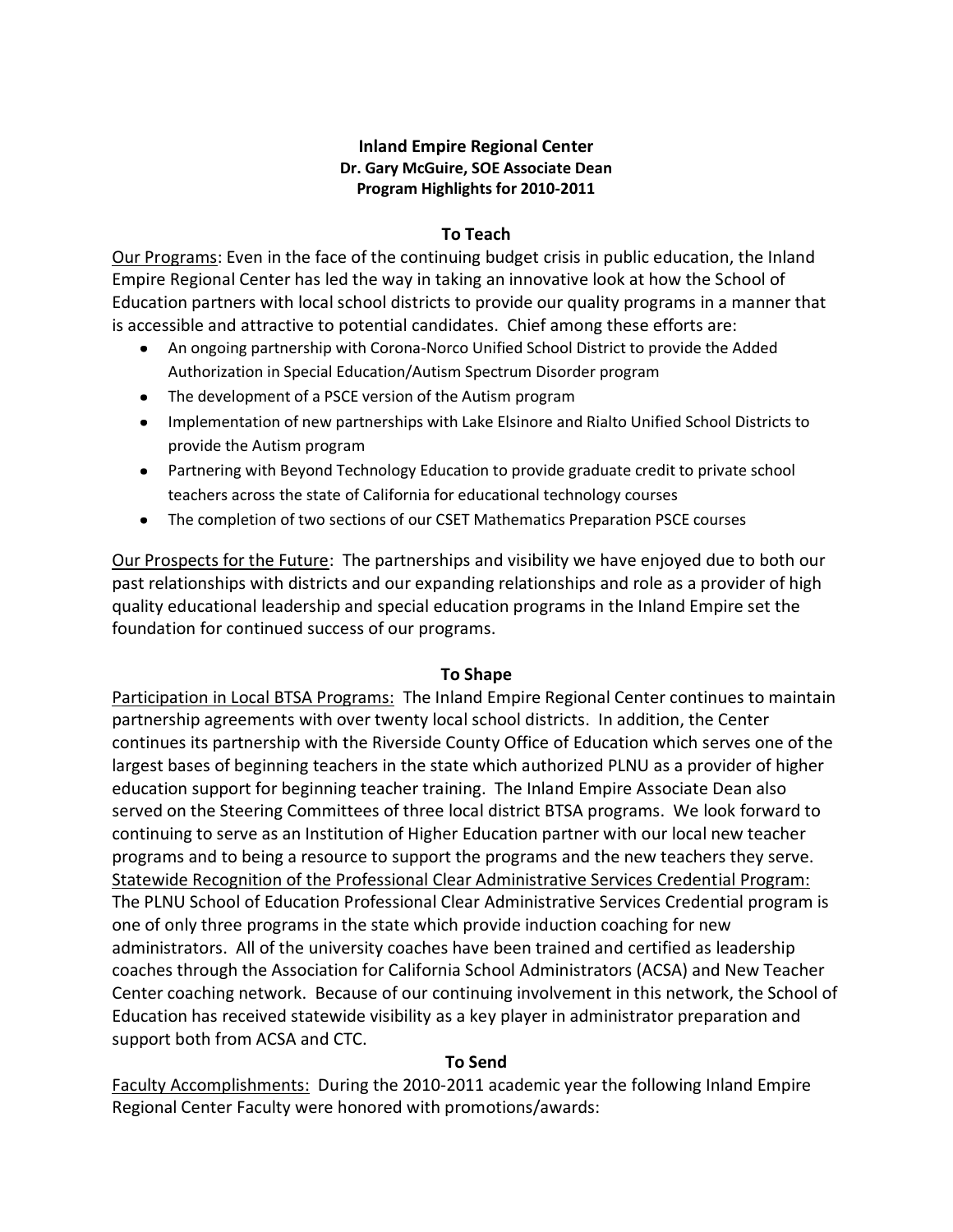**Inland Empire Regional Center**
**Dr. Gary McGuire, SOE Associate Dean**
**Program Highlights for 2010-2011**

## To Teach

<u>Our Programs</u>: Even in the face of the continuing budget crisis in public education, the Inland Empire Regional Center has led the way in taking an innovative look at how the School of Education partners with local school districts to provide our quality programs in a manner that is accessible and attractive to potential candidates. Chief among these efforts are:

- An ongoing partnership with Corona-Norco Unified School District to provide the Added Authorization in Special Education/Autism Spectrum Disorder program
- The development of a PSCE version of the Autism program
- Implementation of new partnerships with Lake Elsinore and Rialto Unified School Districts to provide the Autism program
- Partnering with Beyond Technology Education to provide graduate credit to private school teachers across the state of California for educational technology courses
- The completion of two sections of our CSET Mathematics Preparation PSCE courses

<u>Our Prospects for the Future</u>: The partnerships and visibility we have enjoyed due to both our past relationships with districts and our expanding relationships and role as a provider of high quality educational leadership and special education programs in the Inland Empire set the foundation for continued success of our programs.

## To Shape

<u>Participation in Local BTSA Programs:</u> The Inland Empire Regional Center continues to maintain partnership agreements with over twenty local school districts. In addition, the Center continues its partnership with the Riverside County Office of Education which serves one of the largest bases of beginning teachers in the state which authorized PLNU as a provider of higher education support for beginning teacher training. The Inland Empire Associate Dean also served on the Steering Committees of three local district BTSA programs. We look forward to continuing to serve as an Institution of Higher Education partner with our local new teacher programs and to being a resource to support the programs and the new teachers they serve.

<u>Statewide Recognition of the Professional Clear Administrative Services Credential Program:</u> The PLNU School of Education Professional Clear Administrative Services Credential program is one of only three programs in the state which provide induction coaching for new administrators. All of the university coaches have been trained and certified as leadership coaches through the Association for California School Administrators (ACSA) and New Teacher Center coaching network. Because of our continuing involvement in this network, the School of Education has received statewide visibility as a key player in administrator preparation and support both from ACSA and CTC.

## To Send

<u>Faculty Accomplishments:</u> During the 2010-2011 academic year the following Inland Empire Regional Center Faculty were honored with promotions/awards: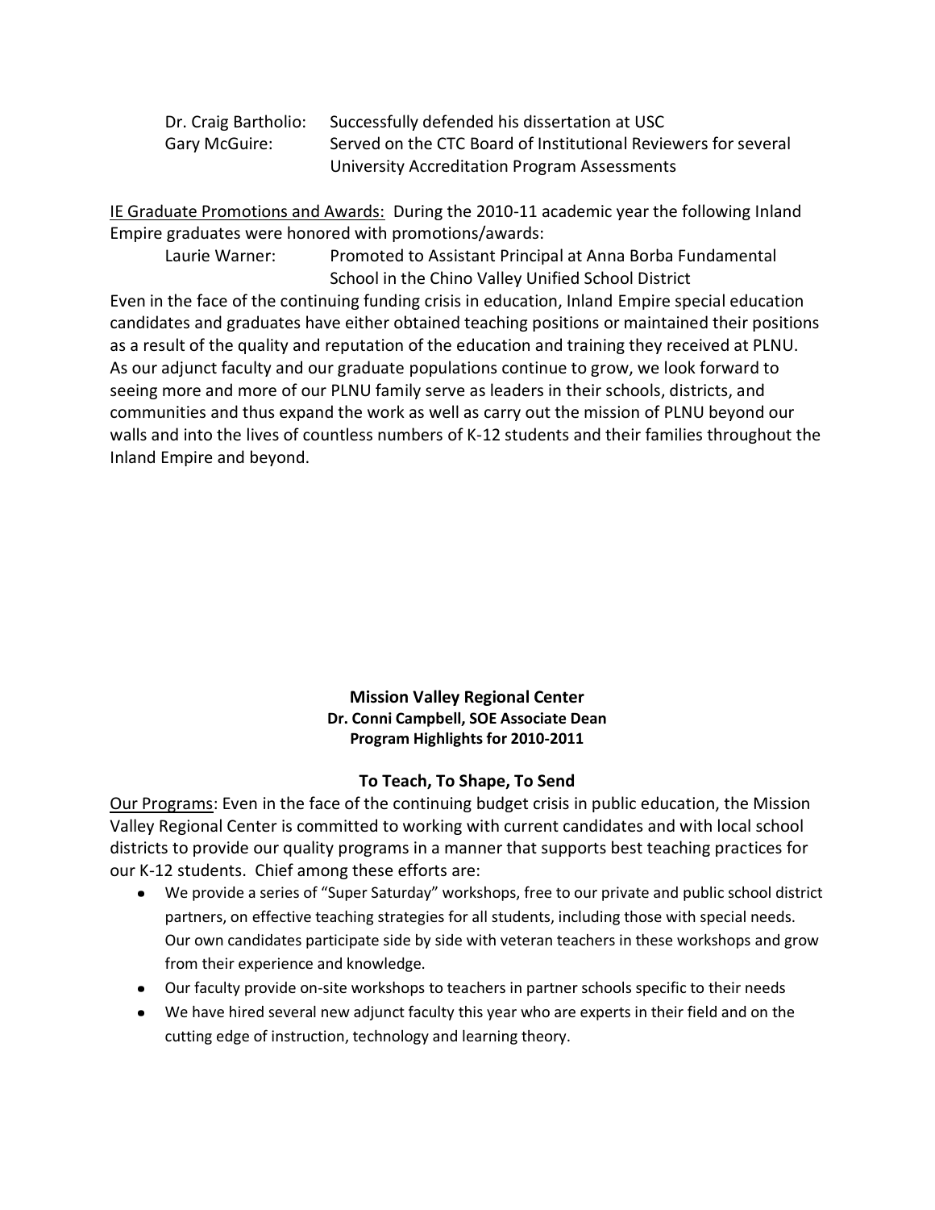| | |
|---|---|
| Dr. Craig Bartholio: | Successfully defended his dissertation at USC |
| Gary McGuire: | Served on the CTC Board of Institutional Reviewers for several University Accreditation Program Assessments |

<u>IE Graduate Promotions and Awards:</u> During the 2010-11 academic year the following Inland Empire graduates were honored with promotions/awards:

| | |
|---|---|
| Laurie Warner: | Promoted to Assistant Principal at Anna Borba Fundamental School in the Chino Valley Unified School District |

Even in the face of the continuing funding crisis in education, Inland Empire special education candidates and graduates have either obtained teaching positions or maintained their positions as a result of the quality and reputation of the education and training they received at PLNU. As our adjunct faculty and our graduate populations continue to grow, we look forward to seeing more and more of our PLNU family serve as leaders in their schools, districts, and communities and thus expand the work as well as carry out the mission of PLNU beyond our walls and into the lives of countless numbers of K-12 students and their families throughout the Inland Empire and beyond.

**Mission Valley Regional Center**
**Dr. Conni Campbell, SOE Associate Dean**
**Program Highlights for 2010-2011**

**To Teach, To Shape, To Send**

<u>Our Programs</u>: Even in the face of the continuing budget crisis in public education, the Mission Valley Regional Center is committed to working with current candidates and with local school districts to provide our quality programs in a manner that supports best teaching practices for our K-12 students. Chief among these efforts are:

- We provide a series of "Super Saturday" workshops, free to our private and public school district partners, on effective teaching strategies for all students, including those with special needs. Our own candidates participate side by side with veteran teachers in these workshops and grow from their experience and knowledge.
- Our faculty provide on-site workshops to teachers in partner schools specific to their needs
- We have hired several new adjunct faculty this year who are experts in their field and on the cutting edge of instruction, technology and learning theory.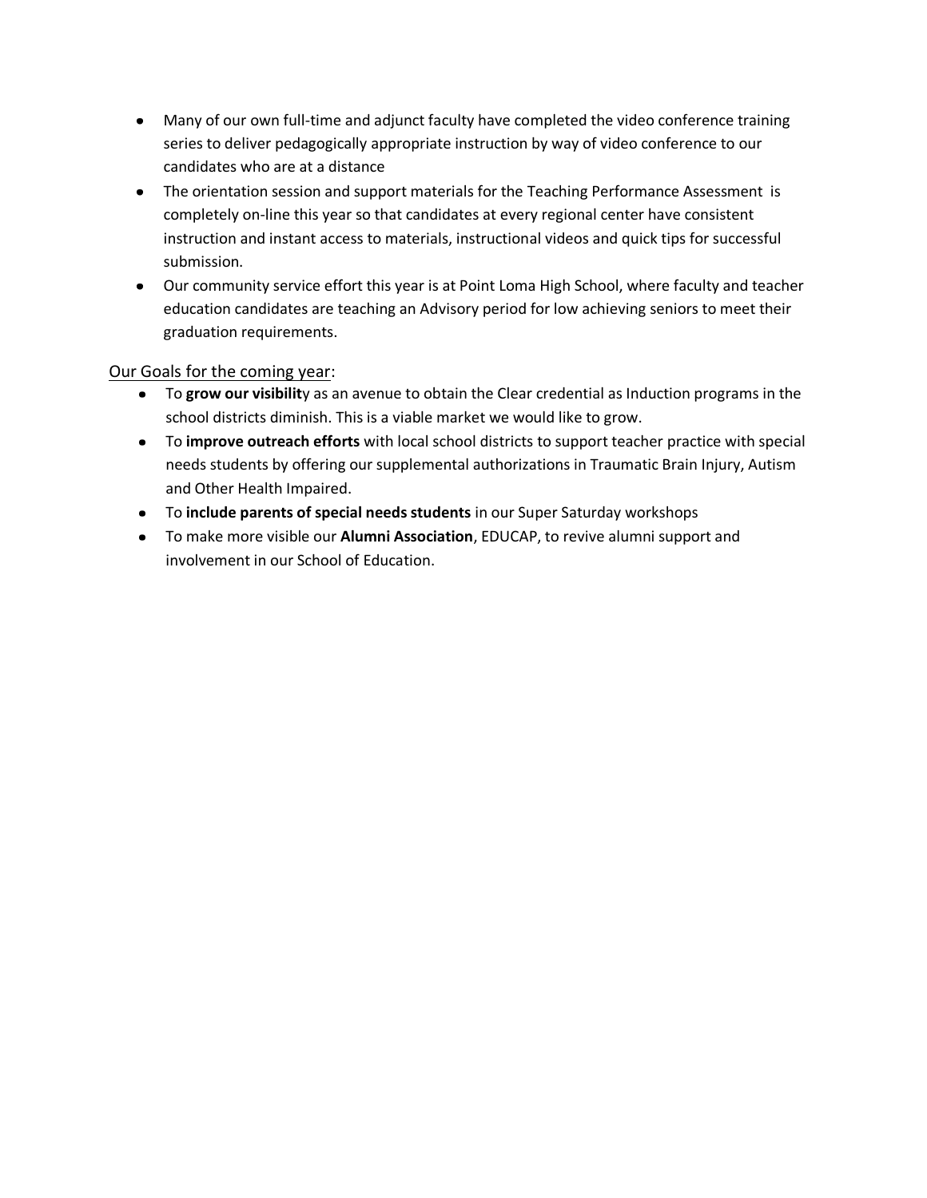- Many of our own full-time and adjunct faculty have completed the video conference training series to deliver pedagogically appropriate instruction by way of video conference to our candidates who are at a distance
- The orientation session and support materials for the Teaching Performance Assessment is completely on-line this year so that candidates at every regional center have consistent instruction and instant access to materials, instructional videos and quick tips for successful submission.
- Our community service effort this year is at Point Loma High School, where faculty and teacher education candidates are teaching an Advisory period for low achieving seniors to meet their graduation requirements.

<u>Our Goals for the coming year</u>:

- To **grow our visibilit**y as an avenue to obtain the Clear credential as Induction programs in the school districts diminish. This is a viable market we would like to grow.
- To **improve outreach efforts** with local school districts to support teacher practice with special needs students by offering our supplemental authorizations in Traumatic Brain Injury, Autism and Other Health Impaired.
- To **include parents of special needs students** in our Super Saturday workshops
- To make more visible our **Alumni Association**, EDUCAP, to revive alumni support and involvement in our School of Education.